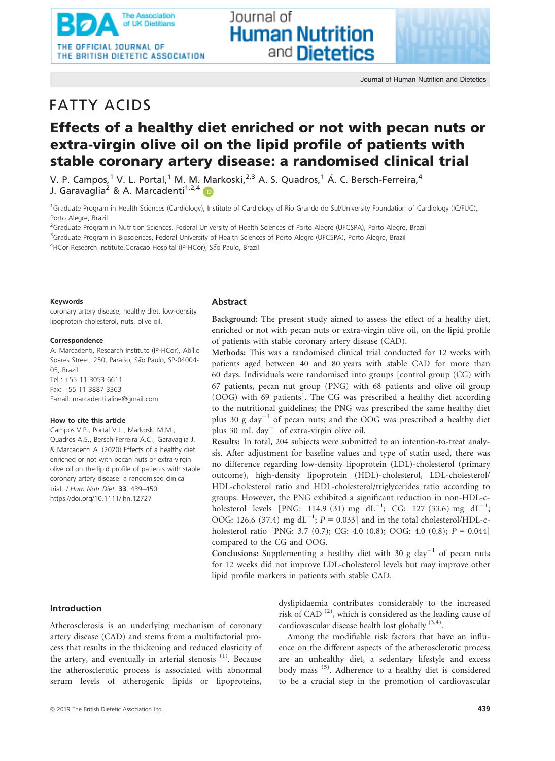FATTY ACIDS

# Effects of a healthy diet enriched or not with pecan nuts or extra-virgin olive oil on the lipid profile of patients with stable coronary artery disease: a randomised clinical trial

V. P. Campos,[1] V. L. Portal,[1] M. M. Markoski,[2,3] A. S. Quadros,[1] Â. C. Bersch-Ferreira,[4] J. Garavaglia[2] & A. Marcadenti[1,2,4]

[1]Graduate Program in Health Sciences (Cardiology), Institute of Cardiology of Rio Grande do Sul/University Foundation of Cardiology (IC/FUC), Porto Alegre, Brazil

[2]Graduate Program in Nutrition Sciences, Federal University of Health Sciences of Porto Alegre (UFCSPA), Porto Alegre, Brazil

[3]Graduate Program in Biosciences, Federal University of Health Sciences of Porto Alegre (UFCSPA), Porto Alegre, Brazil

[4]HCor Research Institute,Coracao Hospital (IP-HCor), São Paulo, Brazil

**Keywords**

coronary artery disease, healthy diet, low-density lipoprotein-cholesterol, nuts, olive oil.

**Correspondence**

A. Marcadenti, Research Institute (IP-HCor), Abílio Soares Street, 250, Paraíso, São Paulo, SP-04004-05, Brazil.
Tel.: +55 11 3053 6611
Fax: +55 11 3887 3363
E-mail: marcadenti.aline@gmail.com

**How to cite this article**

Campos V.P., Portal V.L., Markoski M.M., Quadros A.S., Bersch-Ferreira Â.C., Garavaglia J. & Marcadenti A. (2020) Effects of a healthy diet enriched or not with pecan nuts or extra-virgin olive oil on the lipid profile of patients with stable coronary artery disease: a randomised clinical trial. *J Hum Nutr Diet.* **33**, 439–450
https://doi.org/10.1111/jhn.12727

## Abstract

**Background:** The present study aimed to assess the effect of a healthy diet, enriched or not with pecan nuts or extra-virgin olive oil, on the lipid profile of patients with stable coronary artery disease (CAD).

**Methods:** This was a randomised clinical trial conducted for 12 weeks with patients aged between 40 and 80 years with stable CAD for more than 60 days. Individuals were randomised into groups [control group (CG) with 67 patients, pecan nut group (PNG) with 68 patients and olive oil group (OOG) with 69 patients]. The CG was prescribed a healthy diet according to the nutritional guidelines; the PNG was prescribed the same healthy diet plus 30 g day$^{-1}$ of pecan nuts; and the OOG was prescribed a healthy diet plus 30 mL day$^{-1}$ of extra-virgin olive oil.

**Results:** In total, 204 subjects were submitted to an intention-to-treat analysis. After adjustment for baseline values and type of statin used, there was no difference regarding low-density lipoprotein (LDL)-cholesterol (primary outcome), high-density lipoprotein (HDL)-cholesterol, LDL-cholesterol/HDL-cholesterol ratio and HDL-cholesterol/triglycerides ratio according to groups. However, the PNG exhibited a significant reduction in non-HDL-cholesterol levels [PNG: 114.9 (31) mg dL$^{-1}$; CG: 127 (33.6) mg dL$^{-1}$; OOG: 126.6 (37.4) mg dL$^{-1}$; $P = 0.033$] and in the total cholesterol/HDL-cholesterol ratio [PNG: 3.7 (0.7); CG: 4.0 (0.8); OOG: 4.0 (0.8); $P = 0.044$] compared to the CG and OOG.

**Conclusions:** Supplementing a healthy diet with 30 g day$^{-1}$ of pecan nuts for 12 weeks did not improve LDL-cholesterol levels but may improve other lipid profile markers in patients with stable CAD.

## Introduction

Atherosclerosis is an underlying mechanism of coronary artery disease (CAD) and stems from a multifactorial process that results in the thickening and reduced elasticity of the artery, and eventually in arterial stenosis [1]. Because the atherosclerotic process is associated with abnormal serum levels of atherogenic lipids or lipoproteins, dyslipidaemia contributes considerably to the increased risk of CAD [2], which is considered as the leading cause of cardiovascular disease health lost globally [3,4].

Among the modifiable risk factors that have an influence on the different aspects of the atherosclerotic process are an unhealthy diet, a sedentary lifestyle and excess body mass [5]. Adherence to a healthy diet is considered to be a crucial step in the promotion of cardiovascular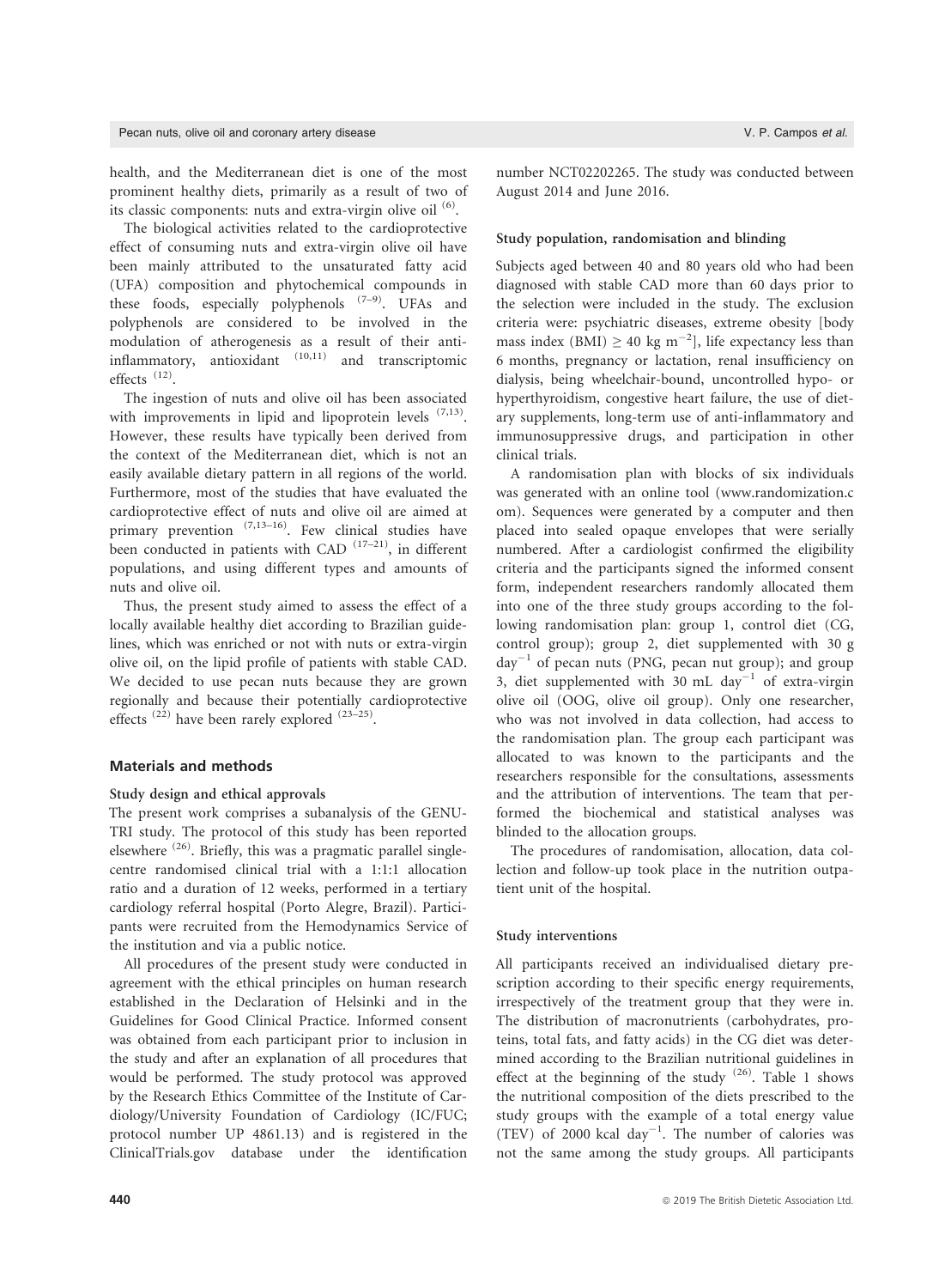health, and the Mediterranean diet is one of the most prominent healthy diets, primarily as a result of two of its classic components: nuts and extra-virgin olive oil [(6)].

The biological activities related to the cardioprotective effect of consuming nuts and extra-virgin olive oil have been mainly attributed to the unsaturated fatty acid (UFA) composition and phytochemical compounds in these foods, especially polyphenols [(7–9)]. UFAs and polyphenols are considered to be involved in the modulation of atherogenesis as a result of their anti-inflammatory, antioxidant [(10,11)] and transcriptomic effects [(12)].

The ingestion of nuts and olive oil has been associated with improvements in lipid and lipoprotein levels [(7,13)]. However, these results have typically been derived from the context of the Mediterranean diet, which is not an easily available dietary pattern in all regions of the world. Furthermore, most of the studies that have evaluated the cardioprotective effect of nuts and olive oil are aimed at primary prevention [(7,13–16)]. Few clinical studies have been conducted in patients with CAD [(17–21)], in different populations, and using different types and amounts of nuts and olive oil.

Thus, the present study aimed to assess the effect of a locally available healthy diet according to Brazilian guidelines, which was enriched or not with nuts or extra-virgin olive oil, on the lipid profile of patients with stable CAD. We decided to use pecan nuts because they are grown regionally and because their potentially cardioprotective effects [(22)] have been rarely explored [(23–25)].

## Materials and methods

### Study design and ethical approvals

The present work comprises a subanalysis of the GENUTRI study. The protocol of this study has been reported elsewhere [(26)]. Briefly, this was a pragmatic parallel single-centre randomised clinical trial with a 1:1:1 allocation ratio and a duration of 12 weeks, performed in a tertiary cardiology referral hospital (Porto Alegre, Brazil). Participants were recruited from the Hemodynamics Service of the institution and via a public notice.

All procedures of the present study were conducted in agreement with the ethical principles on human research established in the Declaration of Helsinki and in the Guidelines for Good Clinical Practice. Informed consent was obtained from each participant prior to inclusion in the study and after an explanation of all procedures that would be performed. The study protocol was approved by the Research Ethics Committee of the Institute of Cardiology/University Foundation of Cardiology (IC/FUC; protocol number UP 4861.13) and is registered in the ClinicalTrials.gov database under the identification number NCT02202265. The study was conducted between August 2014 and June 2016.

### Study population, randomisation and blinding

Subjects aged between 40 and 80 years old who had been diagnosed with stable CAD more than 60 days prior to the selection were included in the study. The exclusion criteria were: psychiatric diseases, extreme obesity [body mass index (BMI) $\geq$ 40 kg m$^{-2}$], life expectancy less than 6 months, pregnancy or lactation, renal insufficiency on dialysis, being wheelchair-bound, uncontrolled hypo- or hyperthyroidism, congestive heart failure, the use of dietary supplements, long-term use of anti-inflammatory and immunosuppressive drugs, and participation in other clinical trials.

A randomisation plan with blocks of six individuals was generated with an online tool (www.randomization.com). Sequences were generated by a computer and then placed into sealed opaque envelopes that were serially numbered. After a cardiologist confirmed the eligibility criteria and the participants signed the informed consent form, independent researchers randomly allocated them into one of the three study groups according to the following randomisation plan: group 1, control diet (CG, control group); group 2, diet supplemented with 30 g day$^{-1}$ of pecan nuts (PNG, pecan nut group); and group 3, diet supplemented with 30 mL day$^{-1}$ of extra-virgin olive oil (OOG, olive oil group). Only one researcher, who was not involved in data collection, had access to the randomisation plan. The group each participant was allocated to was known to the participants and the researchers responsible for the consultations, assessments and the attribution of interventions. The team that performed the biochemical and statistical analyses was blinded to the allocation groups.

The procedures of randomisation, allocation, data collection and follow-up took place in the nutrition outpatient unit of the hospital.

### Study interventions

All participants received an individualised dietary prescription according to their specific energy requirements, irrespectively of the treatment group that they were in. The distribution of macronutrients (carbohydrates, proteins, total fats, and fatty acids) in the CG diet was determined according to the Brazilian nutritional guidelines in effect at the beginning of the study [(26)]. Table 1 shows the nutritional composition of the diets prescribed to the study groups with the example of a total energy value (TEV) of 2000 kcal day$^{-1}$. The number of calories was not the same among the study groups. All participants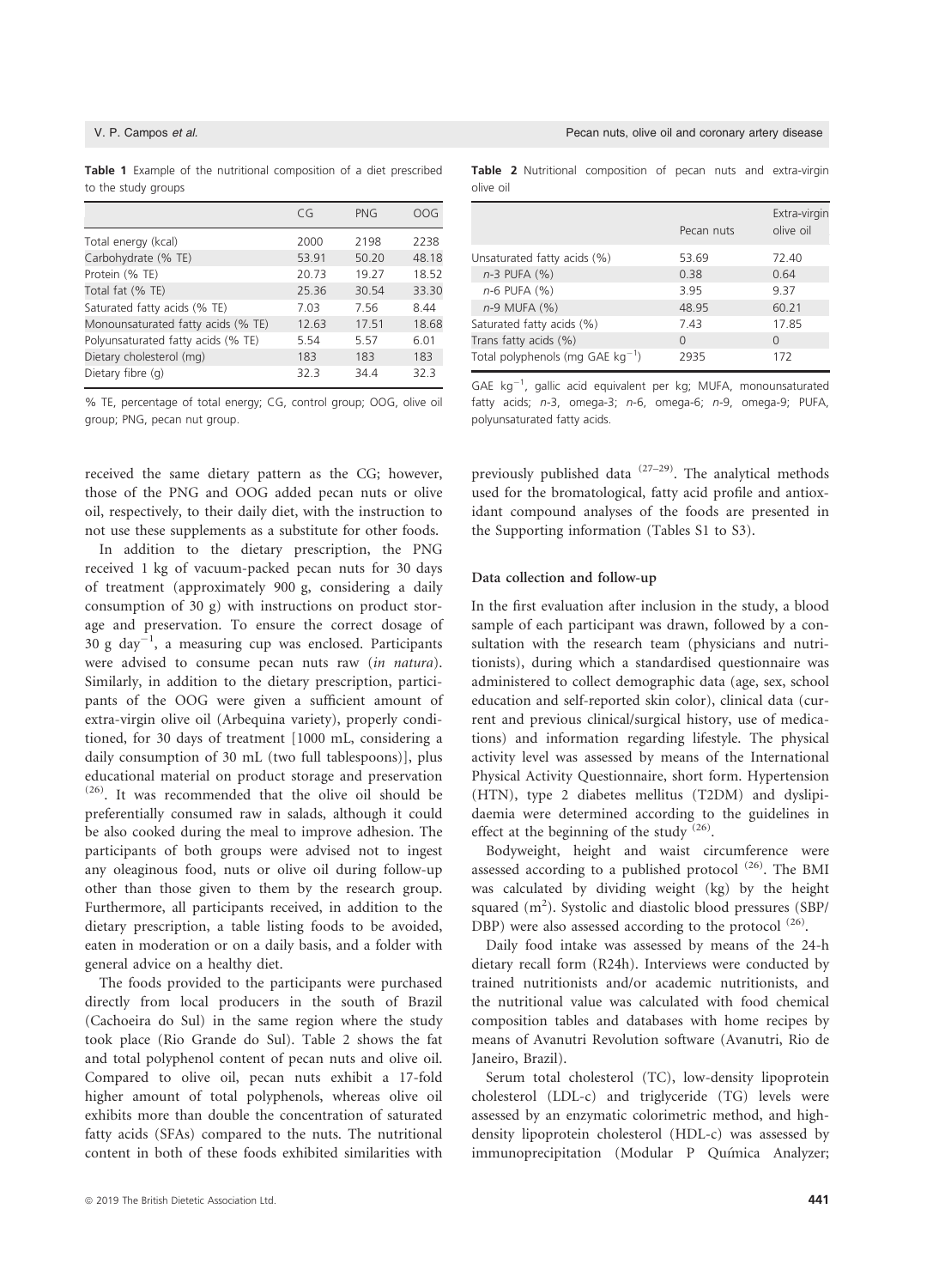**Table 1** Example of the nutritional composition of a diet prescribed to the study groups

| | CG | PNG | OOG |
|---|---|---|---|
| Total energy (kcal) | 2000 | 2198 | 2238 |
| Carbohydrate (% TE) | 53.91 | 50.20 | 48.18 |
| Protein (% TE) | 20.73 | 19.27 | 18.52 |
| Total fat (% TE) | 25.36 | 30.54 | 33.30 |
| Saturated fatty acids (% TE) | 7.03 | 7.56 | 8.44 |
| Monounsaturated fatty acids (% TE) | 12.63 | 17.51 | 18.68 |
| Polyunsaturated fatty acids (% TE) | 5.54 | 5.57 | 6.01 |
| Dietary cholesterol (mg) | 183 | 183 | 183 |
| Dietary fibre (g) | 32.3 | 34.4 | 32.3 |

% TE, percentage of total energy; CG, control group; OOG, olive oil group; PNG, pecan nut group.

**Table 2** Nutritional composition of pecan nuts and extra-virgin olive oil

| | Pecan nuts | Extra-virgin olive oil |
|---|---|---|
| Unsaturated fatty acids (%) | 53.69 | 72.40 |
| *n*-3 PUFA (%) | 0.38 | 0.64 |
| *n*-6 PUFA (%) | 3.95 | 9.37 |
| *n*-9 MUFA (%) | 48.95 | 60.21 |
| Saturated fatty acids (%) | 7.43 | 17.85 |
| Trans fatty acids (%) | 0 | 0 |
| Total polyphenols (mg GAE $kg^{-1}$) | 2935 | 172 |

GAE $kg^{-1}$, gallic acid equivalent per kg; MUFA, monounsaturated fatty acids; *n*-3, omega-3; *n*-6, omega-6; *n*-9, omega-9; PUFA, polyunsaturated fatty acids.

received the same dietary pattern as the CG; however, those of the PNG and OOG added pecan nuts or olive oil, respectively, to their daily diet, with the instruction to not use these supplements as a substitute for other foods.

In addition to the dietary prescription, the PNG received 1 kg of vacuum-packed pecan nuts for 30 days of treatment (approximately 900 g, considering a daily consumption of 30 g) with instructions on product storage and preservation. To ensure the correct dosage of 30 g $day^{-1}$, a measuring cup was enclosed. Participants were advised to consume pecan nuts raw (*in natura*). Similarly, in addition to the dietary prescription, participants of the OOG were given a sufficient amount of extra-virgin olive oil (Arbequina variety), properly conditioned, for 30 days of treatment [1000 mL, considering a daily consumption of 30 mL (two full tablespoons)], plus educational material on product storage and preservation [26]. It was recommended that the olive oil should be preferentially consumed raw in salads, although it could be also cooked during the meal to improve adhesion. The participants of both groups were advised not to ingest any oleaginous food, nuts or olive oil during follow-up other than those given to them by the research group. Furthermore, all participants received, in addition to the dietary prescription, a table listing foods to be avoided, eaten in moderation or on a daily basis, and a folder with general advice on a healthy diet.

The foods provided to the participants were purchased directly from local producers in the south of Brazil (Cachoeira do Sul) in the same region where the study took place (Rio Grande do Sul). Table 2 shows the fat and total polyphenol content of pecan nuts and olive oil. Compared to olive oil, pecan nuts exhibit a 17-fold higher amount of total polyphenols, whereas olive oil exhibits more than double the concentration of saturated fatty acids (SFAs) compared to the nuts. The nutritional content in both of these foods exhibited similarities with previously published data [27–29]. The analytical methods used for the bromatological, fatty acid profile and antioxidant compound analyses of the foods are presented in the Supporting information (Tables S1 to S3).

### Data collection and follow-up

In the first evaluation after inclusion in the study, a blood sample of each participant was drawn, followed by a consultation with the research team (physicians and nutritionists), during which a standardised questionnaire was administered to collect demographic data (age, sex, school education and self-reported skin color), clinical data (current and previous clinical/surgical history, use of medications) and information regarding lifestyle. The physical activity level was assessed by means of the International Physical Activity Questionnaire, short form. Hypertension (HTN), type 2 diabetes mellitus (T2DM) and dyslipidaemia were determined according to the guidelines in effect at the beginning of the study [26].

Bodyweight, height and waist circumference were assessed according to a published protocol [26]. The BMI was calculated by dividing weight (kg) by the height squared ($m^2$). Systolic and diastolic blood pressures (SBP/DBP) were also assessed according to the protocol [26].

Daily food intake was assessed by means of the 24-h dietary recall form (R24h). Interviews were conducted by trained nutritionists and/or academic nutritionists, and the nutritional value was calculated with food chemical composition tables and databases with home recipes by means of Avanutri Revolution software (Avanutri, Rio de Janeiro, Brazil).

Serum total cholesterol (TC), low-density lipoprotein cholesterol (LDL-c) and triglyceride (TG) levels were assessed by an enzymatic colorimetric method, and high-density lipoprotein cholesterol (HDL-c) was assessed by immunoprecipitation (Modular P Química Analyzer;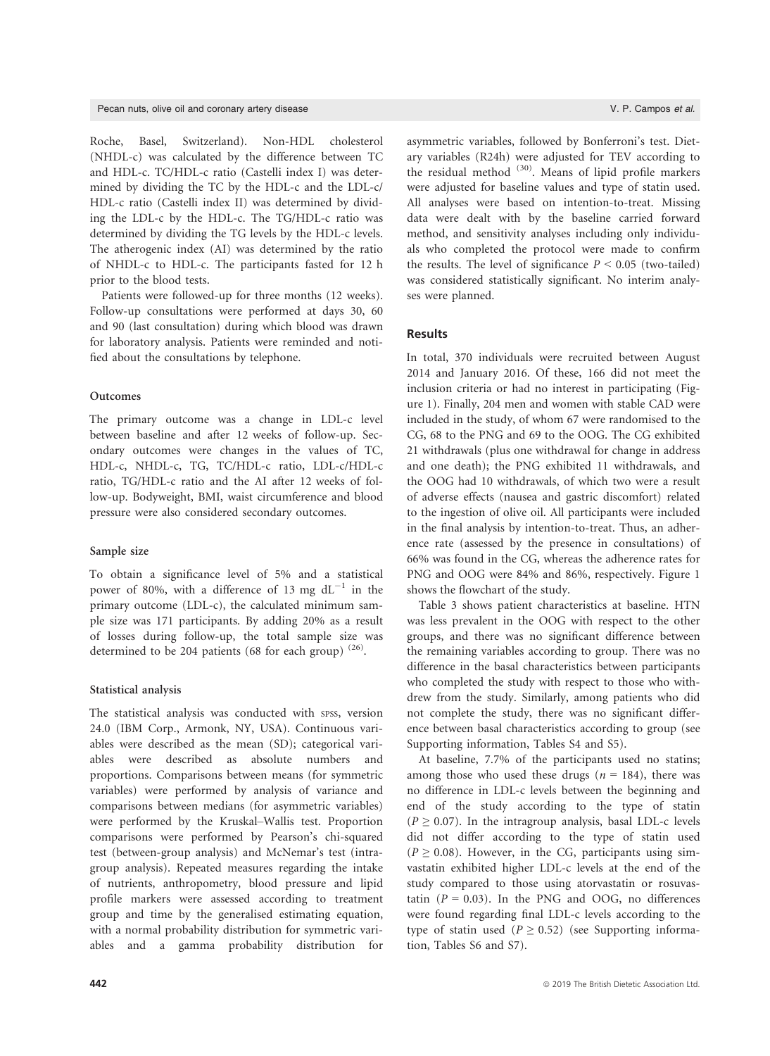Roche, Basel, Switzerland). Non-HDL cholesterol (NHDL-c) was calculated by the difference between TC and HDL-c. TC/HDL-c ratio (Castelli index I) was determined by dividing the TC by the HDL-c and the LDL-c/HDL-c ratio (Castelli index II) was determined by dividing the LDL-c by the HDL-c. The TG/HDL-c ratio was determined by dividing the TG levels by the HDL-c levels. The atherogenic index (AI) was determined by the ratio of NHDL-c to HDL-c. The participants fasted for 12 h prior to the blood tests.

Patients were followed-up for three months (12 weeks). Follow-up consultations were performed at days 30, 60 and 90 (last consultation) during which blood was drawn for laboratory analysis. Patients were reminded and notified about the consultations by telephone.

### Outcomes

The primary outcome was a change in LDL-c level between baseline and after 12 weeks of follow-up. Secondary outcomes were changes in the values of TC, HDL-c, NHDL-c, TG, TC/HDL-c ratio, LDL-c/HDL-c ratio, TG/HDL-c ratio and the AI after 12 weeks of follow-up. Bodyweight, BMI, waist circumference and blood pressure were also considered secondary outcomes.

### Sample size

To obtain a significance level of 5% and a statistical power of 80%, with a difference of 13 mg $dL^{-1}$ in the primary outcome (LDL-c), the calculated minimum sample size was 171 participants. By adding 20% as a result of losses during follow-up, the total sample size was determined to be 204 patients (68 for each group) [26].

### Statistical analysis

The statistical analysis was conducted with SPSS, version 24.0 (IBM Corp., Armonk, NY, USA). Continuous variables were described as the mean (SD); categorical variables were described as absolute numbers and proportions. Comparisons between means (for symmetric variables) were performed by analysis of variance and comparisons between medians (for asymmetric variables) were performed by the Kruskal–Wallis test. Proportion comparisons were performed by Pearson's chi-squared test (between-group analysis) and McNemar's test (intragroup analysis). Repeated measures regarding the intake of nutrients, anthropometry, blood pressure and lipid profile markers were assessed according to treatment group and time by the generalised estimating equation, with a normal probability distribution for symmetric variables and a gamma probability distribution for asymmetric variables, followed by Bonferroni's test. Dietary variables (R24h) were adjusted for TEV according to the residual method [30]. Means of lipid profile markers were adjusted for baseline values and type of statin used. All analyses were based on intention-to-treat. Missing data were dealt with by the baseline carried forward method, and sensitivity analyses including only individuals who completed the protocol were made to confirm the results. The level of significance $P < 0.05$ (two-tailed) was considered statistically significant. No interim analyses were planned.

## Results

In total, 370 individuals were recruited between August 2014 and January 2016. Of these, 166 did not meet the inclusion criteria or had no interest in participating (Figure 1). Finally, 204 men and women with stable CAD were included in the study, of whom 67 were randomised to the CG, 68 to the PNG and 69 to the OOG. The CG exhibited 21 withdrawals (plus one withdrawal for change in address and one death); the PNG exhibited 11 withdrawals, and the OOG had 10 withdrawals, of which two were a result of adverse effects (nausea and gastric discomfort) related to the ingestion of olive oil. All participants were included in the final analysis by intention-to-treat. Thus, an adherence rate (assessed by the presence in consultations) of 66% was found in the CG, whereas the adherence rates for PNG and OOG were 84% and 86%, respectively. Figure 1 shows the flowchart of the study.

Table 3 shows patient characteristics at baseline. HTN was less prevalent in the OOG with respect to the other groups, and there was no significant difference between the remaining variables according to group. There was no difference in the basal characteristics between participants who completed the study with respect to those who withdrew from the study. Similarly, among patients who did not complete the study, there was no significant difference between basal characteristics according to group (see Supporting information, Tables S4 and S5).

At baseline, 7.7% of the participants used no statins; among those who used these drugs ($n = 184$), there was no difference in LDL-c levels between the beginning and end of the study according to the type of statin ($P \geq 0.07$). In the intragroup analysis, basal LDL-c levels did not differ according to the type of statin used ($P \geq 0.08$). However, in the CG, participants using simvastatin exhibited higher LDL-c levels at the end of the study compared to those using atorvastatin or rosuvastatin ($P = 0.03$). In the PNG and OOG, no differences were found regarding final LDL-c levels according to the type of statin used ($P \geq 0.52$) (see Supporting information, Tables S6 and S7).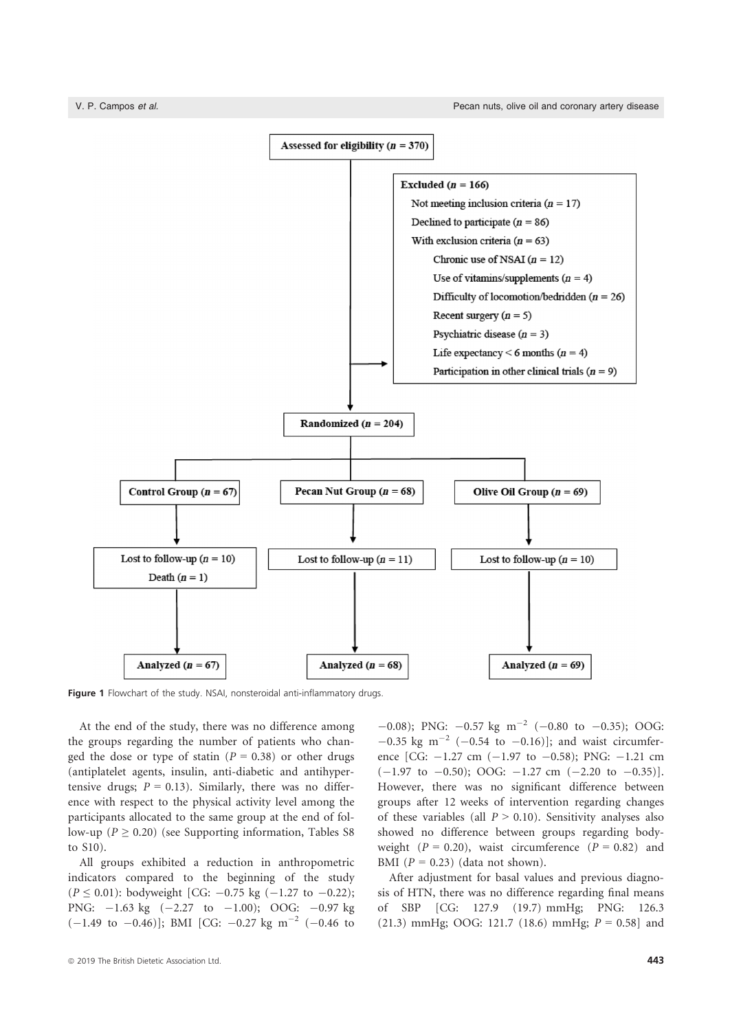Assessed for eligibility ($n$ = 370)

Excluded ($n$ = 166)
- Not meeting inclusion criteria ($n$ = 17)
- Declined to participate ($n$ = 86)
- With exclusion criteria ($n$ = 63)
  - Chronic use of NSAI ($n$ = 12)
  - Use of vitamins/supplements ($n$ = 4)
  - Difficulty of locomotion/bedridden ($n$ = 26)
  - Recent surgery ($n$ = 5)
  - Psychiatric disease ($n$ = 3)
  - Life expectancy < 6 months ($n$ = 4)
  - Participation in other clinical trials ($n$ = 9)

Randomized ($n$ = 204)

| Control Group ($n$ = 67) | Pecan Nut Group ($n$ = 68) | Olive Oil Group ($n$ = 69) |
| --- | --- | --- |
| Lost to follow-up ($n$ = 10) Death ($n$ = 1) | Lost to follow-up ($n$ = 11) | Lost to follow-up ($n$ = 10) |
| Analyzed ($n$ = 67) | Analyzed ($n$ = 68) | Analyzed ($n$ = 69) |

**Figure 1** Flowchart of the study. NSAI, nonsteroidal anti-inflammatory drugs.

At the end of the study, there was no difference among the groups regarding the number of patients who changed the dose or type of statin ($P$ = 0.38) or other drugs (antiplatelet agents, insulin, anti-diabetic and antihypertensive drugs; $P$ = 0.13). Similarly, there was no difference with respect to the physical activity level among the participants allocated to the same group at the end of follow-up ($P \geq 0.20$) (see Supporting information, Tables S8 to S10).

All groups exhibited a reduction in anthropometric indicators compared to the beginning of the study ($P \leq 0.01$): bodyweight [CG: −0.75 kg (−1.27 to −0.22); PNG: −1.63 kg (−2.27 to −1.00); OOG: −0.97 kg (−1.49 to −0.46)]; BMI [CG: −0.27 kg m$^{-2}$ (−0.46 to −0.08); PNG: −0.57 kg m$^{-2}$ (−0.80 to −0.35); OOG: −0.35 kg m$^{-2}$ (−0.54 to −0.16)]; and waist circumference [CG: −1.27 cm (−1.97 to −0.58); PNG: −1.21 cm (−1.97 to −0.50); OOG: −1.27 cm (−2.20 to −0.35)]. However, there was no significant difference between groups after 12 weeks of intervention regarding changes of these variables (all $P > 0.10$). Sensitivity analyses also showed no difference between groups regarding bodyweight ($P$ = 0.20), waist circumference ($P$ = 0.82) and BMI ($P$ = 0.23) (data not shown).

After adjustment for basal values and previous diagnosis of HTN, there was no difference regarding final means of SBP [CG: 127.9 (19.7) mmHg; PNG: 126.3 (21.3) mmHg; OOG: 121.7 (18.6) mmHg; $P$ = 0.58] and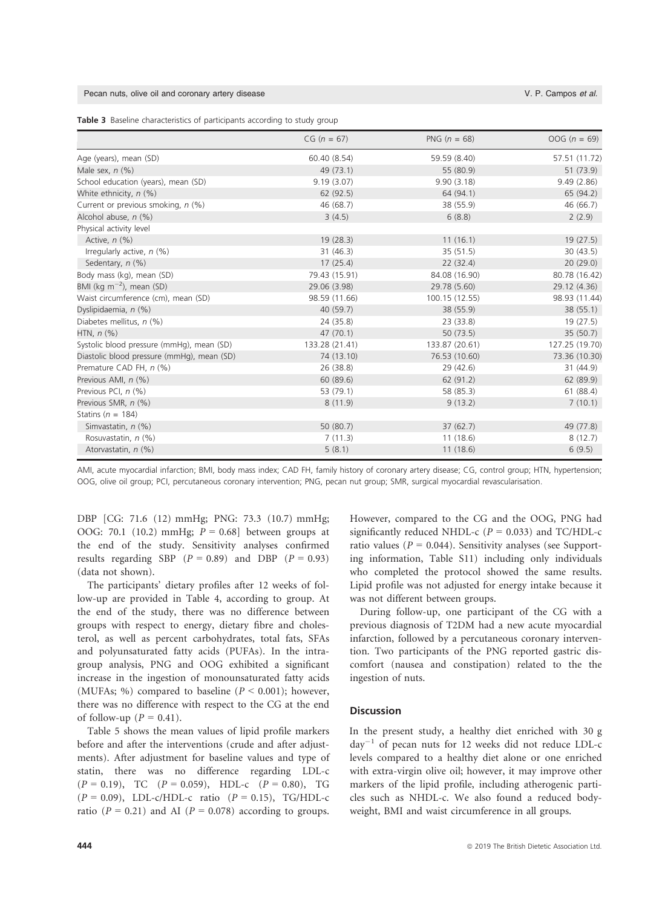**Table 3** Baseline characteristics of participants according to study group

| | CG ($n$ = 67) | PNG ($n$ = 68) | OOG ($n$ = 69) |
|---|---|---|---|
| Age (years), mean (SD) | 60.40 (8.54) | 59.59 (8.40) | 57.51 (11.72) |
| Male sex, $n$ (%) | 49 (73.1) | 55 (80.9) | 51 (73.9) |
| School education (years), mean (SD) | 9.19 (3.07) | 9.90 (3.18) | 9.49 (2.86) |
| White ethnicity, $n$ (%) | 62 (92.5) | 64 (94.1) | 65 (94.2) |
| Current or previous smoking, $n$ (%) | 46 (68.7) | 38 (55.9) | 46 (66.7) |
| Alcohol abuse, $n$ (%) | 3 (4.5) | 6 (8.8) | 2 (2.9) |
| Physical activity level | | | |
| Active, $n$ (%) | 19 (28.3) | 11 (16.1) | 19 (27.5) |
| Irregularly active, $n$ (%) | 31 (46.3) | 35 (51.5) | 30 (43.5) |
| Sedentary, $n$ (%) | 17 (25.4) | 22 (32.4) | 20 (29.0) |
| Body mass (kg), mean (SD) | 79.43 (15.91) | 84.08 (16.90) | 80.78 (16.42) |
| BMI (kg $m^{-2}$), mean (SD) | 29.06 (3.98) | 29.78 (5.60) | 29.12 (4.36) |
| Waist circumference (cm), mean (SD) | 98.59 (11.66) | 100.15 (12.55) | 98.93 (11.44) |
| Dyslipidaemia, $n$ (%) | 40 (59.7) | 38 (55.9) | 38 (55.1) |
| Diabetes mellitus, $n$ (%) | 24 (35.8) | 23 (33.8) | 19 (27.5) |
| HTN, $n$ (%) | 47 (70.1) | 50 (73.5) | 35 (50.7) |
| Systolic blood pressure (mmHg), mean (SD) | 133.28 (21.41) | 133.87 (20.61) | 127.25 (19.70) |
| Diastolic blood pressure (mmHg), mean (SD) | 74 (13.10) | 76.53 (10.60) | 73.36 (10.30) |
| Premature CAD FH, $n$ (%) | 26 (38.8) | 29 (42.6) | 31 (44.9) |
| Previous AMI, $n$ (%) | 60 (89.6) | 62 (91.2) | 62 (89.9) |
| Previous PCI, $n$ (%) | 53 (79.1) | 58 (85.3) | 61 (88.4) |
| Previous SMR, $n$ (%) | 8 (11.9) | 9 (13.2) | 7 (10.1) |
| Statins ($n$ = 184) | | | |
| Simvastatin, $n$ (%) | 50 (80.7) | 37 (62.7) | 49 (77.8) |
| Rosuvastatin, $n$ (%) | 7 (11.3) | 11 (18.6) | 8 (12.7) |
| Atorvastatin, $n$ (%) | 5 (8.1) | 11 (18.6) | 6 (9.5) |

AMI, acute myocardial infarction; BMI, body mass index; CAD FH, family history of coronary artery disease; CG, control group; HTN, hypertension; OOG, olive oil group; PCI, percutaneous coronary intervention; PNG, pecan nut group; SMR, surgical myocardial revascularisation.

DBP [CG: 71.6 (12) mmHg; PNG: 73.3 (10.7) mmHg; OOG: 70.1 (10.2) mmHg; $P$ = 0.68] between groups at the end of the study. Sensitivity analyses confirmed results regarding SBP ($P$ = 0.89) and DBP ($P$ = 0.93) (data not shown).

The participants' dietary profiles after 12 weeks of follow-up are provided in Table 4, according to group. At the end of the study, there was no difference between groups with respect to energy, dietary fibre and cholesterol, as well as percent carbohydrates, total fats, SFAs and polyunsaturated fatty acids (PUFAs). In the intragroup analysis, PNG and OOG exhibited a significant increase in the ingestion of monounsaturated fatty acids (MUFAs; %) compared to baseline ($P$ < 0.001); however, there was no difference with respect to the CG at the end of follow-up ($P$ = 0.41).

Table 5 shows the mean values of lipid profile markers before and after the interventions (crude and after adjustments). After adjustment for baseline values and type of statin, there was no difference regarding LDL-c ($P$ = 0.19), TC ($P$ = 0.059), HDL-c ($P$ = 0.80), TG ($P$ = 0.09), LDL-c/HDL-c ratio ($P$ = 0.15), TG/HDL-c ratio ($P$ = 0.21) and AI ($P$ = 0.078) according to groups. However, compared to the CG and the OOG, PNG had significantly reduced NHDL-c ($P$ = 0.033) and TC/HDL-c ratio values ($P$ = 0.044). Sensitivity analyses (see Supporting information, Table S11) including only individuals who completed the protocol showed the same results. Lipid profile was not adjusted for energy intake because it was not different between groups.

During follow-up, one participant of the CG with a previous diagnosis of T2DM had a new acute myocardial infarction, followed by a percutaneous coronary intervention. Two participants of the PNG reported gastric discomfort (nausea and constipation) related to the the ingestion of nuts.

## Discussion

In the present study, a healthy diet enriched with 30 g $day^{-1}$ of pecan nuts for 12 weeks did not reduce LDL-c levels compared to a healthy diet alone or one enriched with extra-virgin olive oil; however, it may improve other markers of the lipid profile, including atherogenic particles such as NHDL-c. We also found a reduced bodyweight, BMI and waist circumference in all groups.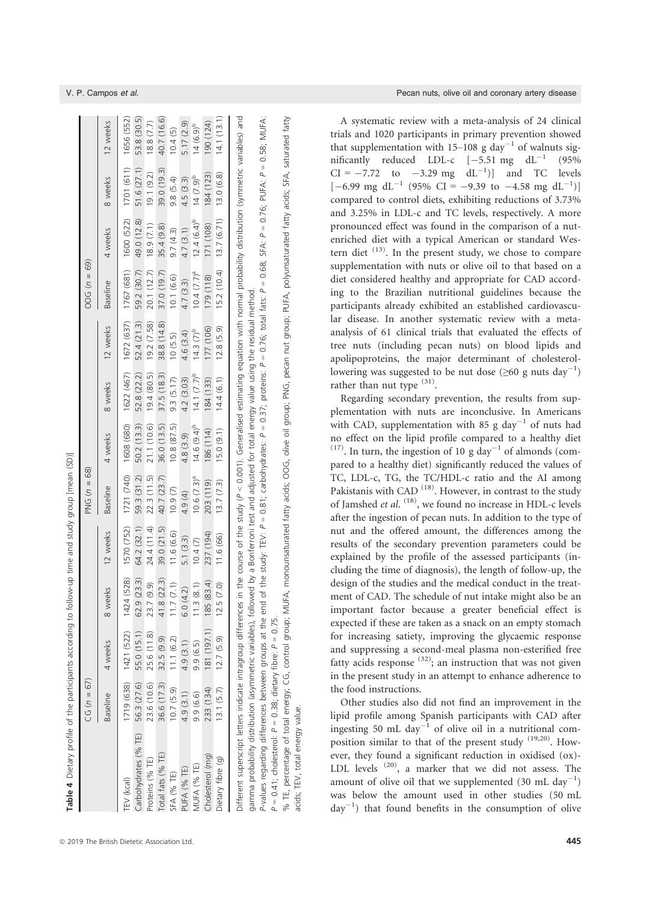**Table 4** Dietary profile of the participants according to follow-up time and study group [mean (SD)]

| | CG ($n$ = 67) | | | | PNG ($n$ = 68) | | | | OOG ($n$ = 69) | | | |
|---|---|---|---|---|---|---|---|---|---|---|---|---|
| | Baseline | 4 weeks | 8 weeks | 12 weeks | Baseline | 4 weeks | 8 weeks | 12 weeks | Baseline | 4 weeks | 8 weeks | 12 weeks |
| TEV (kcal) | 1719 (638) | 1421 (522) | 1424 (528) | 1570 (752) | 1721 (740) | 1608 (680) | 1622 (467) | 1672 (637) | 1767 (681) | 1600 (522) | 1701 (611) | 1656 (552) |
| Carbohydrates (% TE) | 56.3 (27.6) | 55.0 (15.1) | 62.9 (23.3) | 64.2 (32.1) | 59.3 (31.2) | 50.2 (13.3) | 52.8 (22.2) | 52.4 (21.3) | 59.2 (30.7) | 49.0 (12.8) | 51.6 (27.1) | 53.8 (30.5) |
| Proteins (% TE) | 23.6 (10.6) | 25.6 (11.8) | 23.7 (9.9) | 24.4 (11.4) | 22.3 (11.5) | 21.1 (10.6) | 19.4 (80.5) | 19.2 (7.58) | 20.1 (12.7) | 18.9 (7.1) | 19.1 (9.2) | 18.8 (7.7) |
| Total fats (% TE) | 36.6 (17.3) | 32.5 (9.9) | 41.8 (22.3) | 39.0 (21.5) | 40.7 (23.7) | 36.0 (13.5) | 37.5 (18.3) | 38.8 (14.8) | 37.0 (19.7) | 35.4 (9.8) | 39.0 (19.3) | 40.7 (16.6) |
| SFA (% TE) | 10.7 (5.9) | 11.1 (6.2) | 11.7 (7.1) | 11.6 (6.6) | 10.9 (7) | 10.8 (87.5) | 9.3 (5.17) | 10 (5.5) | 10.1 (6.6) | 9.7 (4.3) | 9.8 (5.4) | 10.4 (5) |
| PUFA (% TE) | 4.9 (3.1) | 4.9 (3.1) | 6.0 (4.2) | 5.1 (3.3) | 4.9 (4) | 4.8 (3.9) | 4.2 (3.03) | 4.6 (3.4) | 4.7 (3.3) | 4.7 (3.1) | 4.5 (3.3) | 5.17 (2.9) |
| MUFA (% TE) | 9.9 (6.6) | 9.9 (6.5) | 11.3 (8.1) | 10.4 (7) | 10.6 (7.3)[a] | 14.6 (9.4)[b] | 14.1 (7.7)[b] | 14.3 (7)[b] | 10.4 (7.7)[a] | 12.4 (6.4)[b] | 14 (7.9)[b] | 14 (6.9)[b] |
| Cholesterol (mg) | 233 (134) | 181 (197.1) | 185 (83.4) | 237 (194) | 203 (119) | 186 (114) | 184 (133) | 177 (106) | 179 (118) | 171 (108) | 184 (123) | 190 (124) |
| Dietary fibre (g) | 13.1 (5.7) | 12.7 (5.9) | 12.5 (7.0) | 11.6 (66) | 13.7 (7.3) | 15.0 (9.1) | 14.4 (6.1) | 12.8 (5.9) | 15.2 (10.4) | 13.7 (6.71) | 13.0 (6.8) | 14.1 (13.1) |

Different superscript letters indicate intragroup differences in the course of the study ($P$ < 0.001). Generalised estimating equation with normal probability distribution (symmetric variables) and gamma probability distribution (asymmetric variables), followed by a Bonferroni test and adjusted for total energy value using the residual method.

$P$-values regarding differences between groups at the end of the study: TEV: $P$ = 0.81; carbohydrates: $P$ = 0.37; proteins: $P$ = 0.76; total fats: $P$ = 0.68; SFA: $P$ = 0.76; PUFA: $P$ = 0.58; MUFA: $P$ = 0.41; cholesterol: $P$ = 0.38; dietary fibre: $P$ = 0.75.

% TE, percentage of total energy; CG, control group; MUFA, monounsaturated fatty acids; OOG, olive oil group; PNG, pecan nut group; PUFA, polyunsaturated fatty acids; SFA, saturated fatty acids; TEV, total energy value.

A systematic review with a meta-analysis of 24 clinical trials and 1020 participants in primary prevention showed that supplementation with 15–108 g day$^{-1}$ of walnuts significantly reduced LDL-c [−5.51 mg dL$^{-1}$ (95% CI = −7.72 to −3.29 mg dL$^{-1}$)] and TC levels [−6.99 mg dL$^{-1}$ (95% CI = −9.39 to −4.58 mg dL$^{-1}$)] compared to control diets, exhibiting reductions of 3.73% and 3.25% in LDL-c and TC levels, respectively. A more pronounced effect was found in the comparison of a nut-enriched diet with a typical American or standard Western diet [13]. In the present study, we chose to compare supplementation with nuts or olive oil to that based on a diet considered healthy and appropriate for CAD according to the Brazilian nutritional guidelines because the participants already exhibited an established cardiovascular disease. In another systematic review with a meta-analysis of 61 clinical trials that evaluated the effects of tree nuts (including pecan nuts) on blood lipids and apolipoproteins, the major determinant of cholesterol-lowering was suggested to be nut dose (≥60 g nuts day$^{-1}$) rather than nut type [31].

Regarding secondary prevention, the results from supplementation with nuts are inconclusive. In Americans with CAD, supplementation with 85 g day$^{-1}$ of nuts had no effect on the lipid profile compared to a healthy diet [17]. In turn, the ingestion of 10 g day$^{-1}$ of almonds (compared to a healthy diet) significantly reduced the values of TC, LDL-c, TG, the TC/HDL-c ratio and the AI among Pakistanis with CAD [18]. However, in contrast to the study of Jamshed *et al.* [18], we found no increase in HDL-c levels after the ingestion of pecan nuts. In addition to the type of nut and the offered amount, the differences among the results of the secondary prevention parameters could be explained by the profile of the assessed participants (including the time of diagnosis), the length of follow-up, the design of the studies and the medical conduct in the treatment of CAD. The schedule of nut intake might also be an important factor because a greater beneficial effect is expected if these are taken as a snack on an empty stomach for increasing satiety, improving the glycaemic response and suppressing a second-meal plasma non-esterified free fatty acids response [32]; an instruction that was not given in the present study in an attempt to enhance adherence to the food instructions.

Other studies also did not find an improvement in the lipid profile among Spanish participants with CAD after ingesting 50 mL day$^{-1}$ of olive oil in a nutritional composition similar to that of the present study [19,20]. However, they found a significant reduction in oxidised (ox)-LDL levels [20], a marker that we did not assess. The amount of olive oil that we supplemented (30 mL day$^{-1}$) was below the amount used in other studies (50 mL day$^{-1}$) that found benefits in the consumption of olive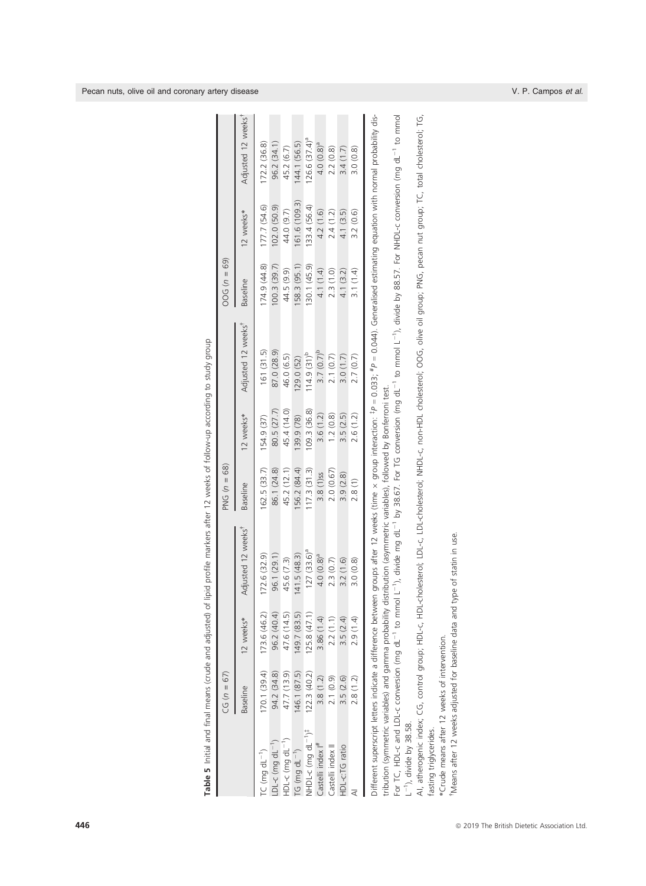**Table 5** Initial and final means (crude and adjusted) of lipid profile markers after 12 weeks of follow-up according to study group

| | CG ($n$ = 67) | | | PNG ($n$ = 68) | | | OOG ($n$ = 69) | | |
|---|---|---|---|---|---|---|---|---|---|
| | Baseline | 12 weeks* | Adjusted 12 weeks[†] | Baseline | 12 weeks* | Adjusted 12 weeks[†] | Baseline | 12 weeks* | Adjusted 12 weeks[†] |
| TC (mg dL$^{-1}$) | 170.1 (39.4) | 173.6 (46.2) | 172.6 (32.9) | 162.5 (33.7) | 154.9 (37) | 161 (31.5) | 174.9 (44.8) | 177.7 (54.6) | 172.2 (36.8) |
| LDL-c (mg dL$^{-1}$) | 94.2 (34.8) | 96.2 (40.4) | 96.1 (29.1) | 86.1 (24.8) | 80.5 (27.7) | 87.0 (28.9) | 100.3 (39.7) | 102.0 (50.9) | 96.2 (34.1) |
| HDL-c (mg dL$^{-1}$) | 47.7 (13.9) | 47.6 (14.5) | 45.6 (7.3) | 45.2 (12.1) | 45.4 (14.0) | 46.0 (6.5) | 44.5 (9.9) | 44.0 (9.7) | 45.2 (6.7) |
| TG (mg dL$^{-1}$) | 146.1 (87.5) | 149.7 (83.5) | 141.5 (48.3) | 156.2 (84.4) | 139.9 (78) | 129.0 (52) | 158.3 (95.1) | 161.6 (109.3) | 144.1 (56.5) |
| NHDL-c (mg dL$^{-1}$)[‡] | 122.3 (40.2) | 125.8 (47.1) | 127 (33.6)[a] | 117.3 (31.3) | 109.3 (36.8) | 114.9 (31)[b] | 130.1 (45.9) | 133.4 (56.4) | 126.6 (37.4)[a] |
| Castelli index I[#] | 3.8 (1.2) | 3.86 (1.4) | 4.0 (0.8)[a] | 3.8 (1)ss | 3.6 (1.2) | 3.7 (0.7)[b] | 4.1 (1.4) | 4.2 (1.6) | 4.0 (0.8)[a] |
| Castelli index II | 2.1 (0.9) | 2.2 (1.1) | 2.3 (0.7) | 2.0 (0.67) | 1.2 (0.8) | 2.1 (0.7) | 2.3 (1.0) | 2.4 (1.2) | 2.2 (0.8) |
| HDL-c:TG ratio | 3.5 (2.6) | 3.5 (2.4) | 3.2 (1.6) | 3.9 (2.8) | 3.5 (2.5) | 3.0 (1.7) | 4.1 (3.2) | 4.1 (3.5) | 3.4 (1.7) |
| AI | 2.8 (1.2) | 2.9 (1.4) | 3.0 (0.8) | 2.8 (1) | 2.6 (1.2) | 2.7 (0.7) | 3.1 (1.4) | 3.2 (0.6) | 3.0 (0.8) |

Different superscript letters indicate a difference between groups after 12 weeks (time × group interaction: [‡]$P$ = 0.033; [#]$P$ = 0.044). Generalised estimating equation with normal probability distribution (symmetric variables) and gamma probability distribution (asymmetric variables), followed by Bonferroni test.

For TC, HDL-c and LDL-c conversion (mg dL$^{-1}$ to mmol L$^{-1}$), divide mg dL$^{-1}$ by 38.67. For TG conversion (mg dL$^{-1}$ to mmol L$^{-1}$), divide by 88.57. For NHDL-c conversion (mg dL$^{-1}$ to mmol L$^{-1}$), divide by 38.58.

AI, atherogenic index; CG, control group; HDL-c, HDL-cholesterol; LDL-c, LDL-cholesterol; NHDL-c, non-HDL cholesterol; OOG, olive oil group; PNG, pecan nut group; TC, total cholesterol; TG, fasting triglycerides.

*Crude means after 12 weeks of intervention.

[†]Means after 12 weeks adjusted for baseline data and type of statin in use.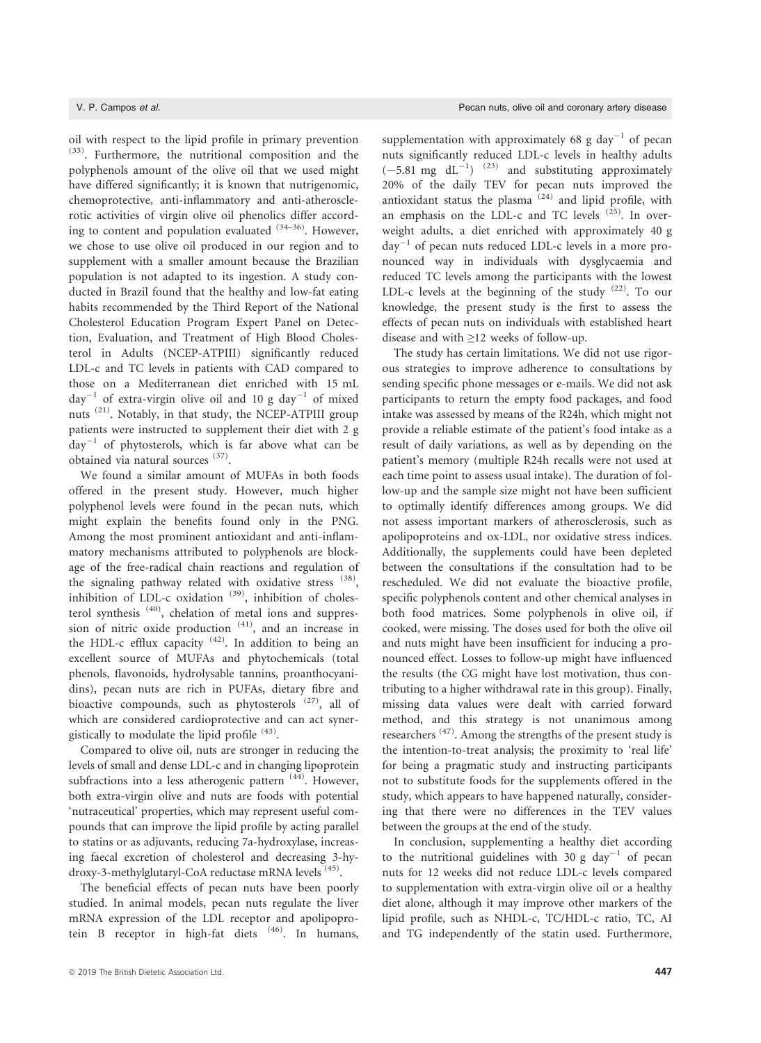oil with respect to the lipid profile in primary prevention [33]. Furthermore, the nutritional composition and the polyphenols amount of the olive oil that we used might have differed significantly; it is known that nutrigenomic, chemoprotective, anti-inflammatory and anti-atherosclerotic activities of virgin olive oil phenolics differ according to content and population evaluated [34–36]. However, we chose to use olive oil produced in our region and to supplement with a smaller amount because the Brazilian population is not adapted to its ingestion. A study conducted in Brazil found that the healthy and low-fat eating habits recommended by the Third Report of the National Cholesterol Education Program Expert Panel on Detection, Evaluation, and Treatment of High Blood Cholesterol in Adults (NCEP-ATPIII) significantly reduced LDL-c and TC levels in patients with CAD compared to those on a Mediterranean diet enriched with 15 mL $day^{-1}$ of extra-virgin olive oil and 10 g $day^{-1}$ of mixed nuts [21]. Notably, in that study, the NCEP-ATPIII group patients were instructed to supplement their diet with 2 g $day^{-1}$ of phytosterols, which is far above what can be obtained via natural sources [37].

We found a similar amount of MUFAs in both foods offered in the present study. However, much higher polyphenol levels were found in the pecan nuts, which might explain the benefits found only in the PNG. Among the most prominent antioxidant and anti-inflammatory mechanisms attributed to polyphenols are blockage of the free-radical chain reactions and regulation of the signaling pathway related with oxidative stress [38], inhibition of LDL-c oxidation [39], inhibition of cholesterol synthesis [40], chelation of metal ions and suppression of nitric oxide production [41], and an increase in the HDL-c efflux capacity [42]. In addition to being an excellent source of MUFAs and phytochemicals (total phenols, flavonoids, hydrolysable tannins, proanthocyanidins), pecan nuts are rich in PUFAs, dietary fibre and bioactive compounds, such as phytosterols [27], all of which are considered cardioprotective and can act synergistically to modulate the lipid profile [43].

Compared to olive oil, nuts are stronger in reducing the levels of small and dense LDL-c and in changing lipoprotein subfractions into a less atherogenic pattern [44]. However, both extra-virgin olive and nuts are foods with potential 'nutraceutical' properties, which may represent useful compounds that can improve the lipid profile by acting parallel to statins or as adjuvants, replacing 7a-hydroxylase, increasing faecal excretion of cholesterol and decreasing 3-hydroxy-3-methylglutaryl-CoA reductase mRNA levels [45].

The beneficial effects of pecan nuts have been poorly studied. In animal models, pecan nuts regulate the liver mRNA expression of the LDL receptor and apolipoprotein B receptor in high-fat diets [46]. In humans, supplementation with approximately 68 g $day^{-1}$ of pecan nuts significantly reduced LDL-c levels in healthy adults ($-5.81$ mg $dL^{-1}$) [23] and substituting approximately 20% of the daily TEV for pecan nuts improved the antioxidant status the plasma [24] and lipid profile, with an emphasis on the LDL-c and TC levels [25]. In overweight adults, a diet enriched with approximately 40 g $day^{-1}$ of pecan nuts reduced LDL-c levels in a more pronounced way in individuals with dysglycaemia and reduced TC levels among the participants with the lowest LDL-c levels at the beginning of the study [22]. To our knowledge, the present study is the first to assess the effects of pecan nuts on individuals with established heart disease and with $\geq$12 weeks of follow-up.

The study has certain limitations. We did not use rigorous strategies to improve adherence to consultations by sending specific phone messages or e-mails. We did not ask participants to return the empty food packages, and food intake was assessed by means of the R24h, which might not provide a reliable estimate of the patient's food intake as a result of daily variations, as well as by depending on the patient's memory (multiple R24h recalls were not used at each time point to assess usual intake). The duration of follow-up and the sample size might not have been sufficient to optimally identify differences among groups. We did not assess important markers of atherosclerosis, such as apolipoproteins and ox-LDL, nor oxidative stress indices. Additionally, the supplements could have been depleted between the consultations if the consultation had to be rescheduled. We did not evaluate the bioactive profile, specific polyphenols content and other chemical analyses in both food matrices. Some polyphenols in olive oil, if cooked, were missing. The doses used for both the olive oil and nuts might have been insufficient for inducing a pronounced effect. Losses to follow-up might have influenced the results (the CG might have lost motivation, thus contributing to a higher withdrawal rate in this group). Finally, missing data values were dealt with carried forward method, and this strategy is not unanimous among researchers [47]. Among the strengths of the present study is the intention-to-treat analysis; the proximity to 'real life' for being a pragmatic study and instructing participants not to substitute foods for the supplements offered in the study, which appears to have happened naturally, considering that there were no differences in the TEV values between the groups at the end of the study.

In conclusion, supplementing a healthy diet according to the nutritional guidelines with 30 g $day^{-1}$ of pecan nuts for 12 weeks did not reduce LDL-c levels compared to supplementation with extra-virgin olive oil or a healthy diet alone, although it may improve other markers of the lipid profile, such as NHDL-c, TC/HDL-c ratio, TC, AI and TG independently of the statin used. Furthermore,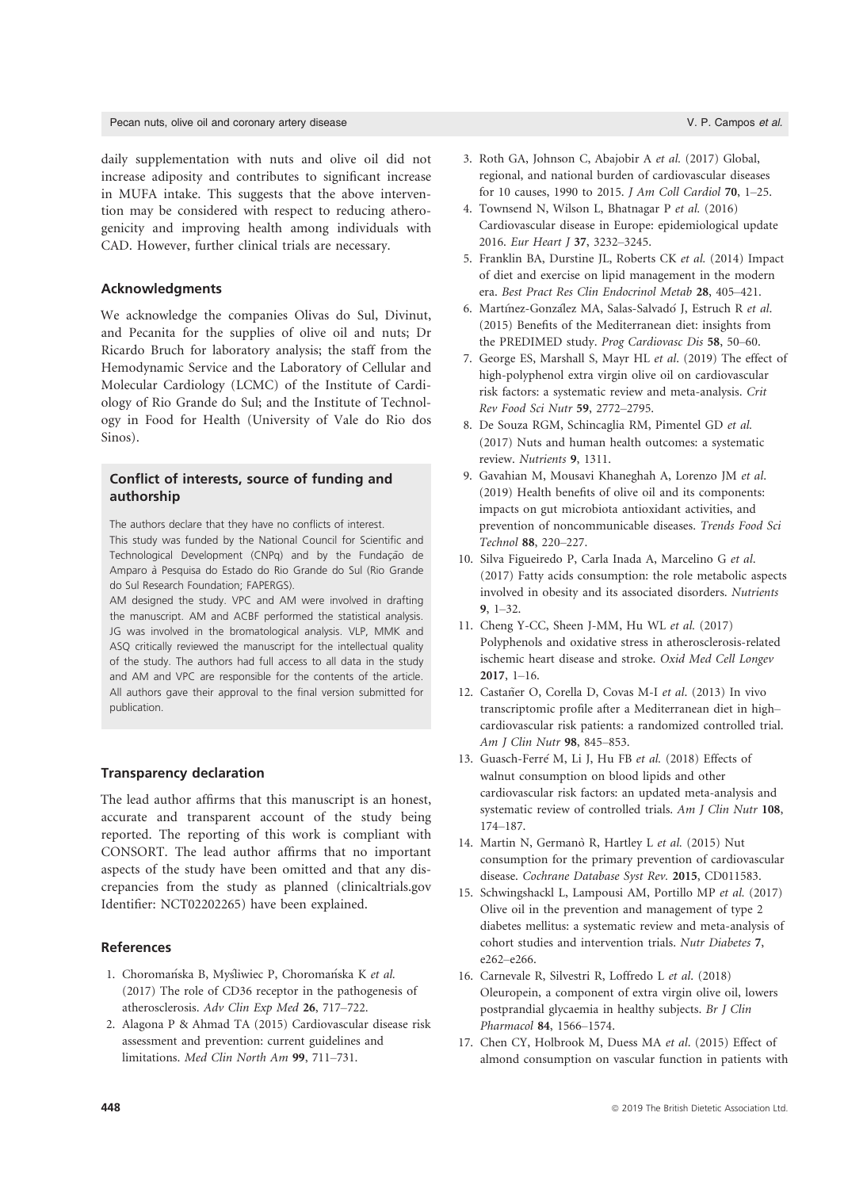daily supplementation with nuts and olive oil did not increase adiposity and contributes to significant increase in MUFA intake. This suggests that the above intervention may be considered with respect to reducing atherogenicity and improving health among individuals with CAD. However, further clinical trials are necessary.

### Acknowledgments

We acknowledge the companies Olivas do Sul, Divinut, and Pecanita for the supplies of olive oil and nuts; Dr Ricardo Bruch for laboratory analysis; the staff from the Hemodynamic Service and the Laboratory of Cellular and Molecular Cardiology (LCMC) of the Institute of Cardiology of Rio Grande do Sul; and the Institute of Technology in Food for Health (University of Vale do Rio dos Sinos).

### Conflict of interests, source of funding and authorship

The authors declare that they have no conflicts of interest.

This study was funded by the National Council for Scientific and Technological Development (CNPq) and by the Fundação de Amparo à Pesquisa do Estado do Rio Grande do Sul (Rio Grande do Sul Research Foundation; FAPERGS).

AM designed the study. VPC and AM were involved in drafting the manuscript. AM and ACBF performed the statistical analysis. JG was involved in the bromatological analysis. VLP, MMK and ASQ critically reviewed the manuscript for the intellectual quality of the study. The authors had full access to all data in the study and AM and VPC are responsible for the contents of the article. All authors gave their approval to the final version submitted for publication.

### Transparency declaration

The lead author affirms that this manuscript is an honest, accurate and transparent account of the study being reported. The reporting of this work is compliant with CONSORT. The lead author affirms that no important aspects of the study have been omitted and that any discrepancies from the study as planned (clinicaltrials.gov Identifier: NCT02202265) have been explained.

### References

1. Choromańska B, Myśliwiec P, Choromańska K *et al.* (2017) The role of CD36 receptor in the pathogenesis of atherosclerosis. *Adv Clin Exp Med* **26**, 717–722.
2. Alagona P & Ahmad TA (2015) Cardiovascular disease risk assessment and prevention: current guidelines and limitations. *Med Clin North Am* **99**, 711–731.
3. Roth GA, Johnson C, Abajobir A *et al.* (2017) Global, regional, and national burden of cardiovascular diseases for 10 causes, 1990 to 2015. *J Am Coll Cardiol* **70**, 1–25.
4. Townsend N, Wilson L, Bhatnagar P *et al.* (2016) Cardiovascular disease in Europe: epidemiological update 2016. *Eur Heart J* **37**, 3232–3245.
5. Franklin BA, Durstine JL, Roberts CK *et al.* (2014) Impact of diet and exercise on lipid management in the modern era. *Best Pract Res Clin Endocrinol Metab* **28**, 405–421.
6. Martínez-González MA, Salas-Salvadó J, Estruch R *et al.* (2015) Benefits of the Mediterranean diet: insights from the PREDIMED study. *Prog Cardiovasc Dis* **58**, 50–60.
7. George ES, Marshall S, Mayr HL *et al.* (2019) The effect of high-polyphenol extra virgin olive oil on cardiovascular risk factors: a systematic review and meta-analysis. *Crit Rev Food Sci Nutr* **59**, 2772–2795.
8. De Souza RGM, Schincaglia RM, Pimentel GD *et al.* (2017) Nuts and human health outcomes: a systematic review. *Nutrients* **9**, 1311.
9. Gavahian M, Mousavi Khaneghah A, Lorenzo JM *et al.* (2019) Health benefits of olive oil and its components: impacts on gut microbiota antioxidant activities, and prevention of noncommunicable diseases. *Trends Food Sci Technol* **88**, 220–227.
10. Silva Figueiredo P, Carla Inada A, Marcelino G *et al.* (2017) Fatty acids consumption: the role metabolic aspects involved in obesity and its associated disorders. *Nutrients* **9**, 1–32.
11. Cheng Y-CC, Sheen J-MM, Hu WL *et al.* (2017) Polyphenols and oxidative stress in atherosclerosis-related ischemic heart disease and stroke. *Oxid Med Cell Longev* **2017**, 1–16.
12. Castañer O, Corella D, Covas M-I *et al.* (2013) In vivo transcriptomic profile after a Mediterranean diet in high–cardiovascular risk patients: a randomized controlled trial. *Am J Clin Nutr* **98**, 845–853.
13. Guasch-Ferré M, Li J, Hu FB *et al.* (2018) Effects of walnut consumption on blood lipids and other cardiovascular risk factors: an updated meta-analysis and systematic review of controlled trials. *Am J Clin Nutr* **108**, 174–187.
14. Martin N, Germanò R, Hartley L *et al.* (2015) Nut consumption for the primary prevention of cardiovascular disease. *Cochrane Database Syst Rev.* **2015**, CD011583.
15. Schwingshackl L, Lampousi AM, Portillo MP *et al.* (2017) Olive oil in the prevention and management of type 2 diabetes mellitus: a systematic review and meta-analysis of cohort studies and intervention trials. *Nutr Diabetes* **7**, e262–e266.
16. Carnevale R, Silvestri R, Loffredo L *et al.* (2018) Oleuropein, a component of extra virgin olive oil, lowers postprandial glycaemia in healthy subjects. *Br J Clin Pharmacol* **84**, 1566–1574.
17. Chen CY, Holbrook M, Duess MA *et al.* (2015) Effect of almond consumption on vascular function in patients with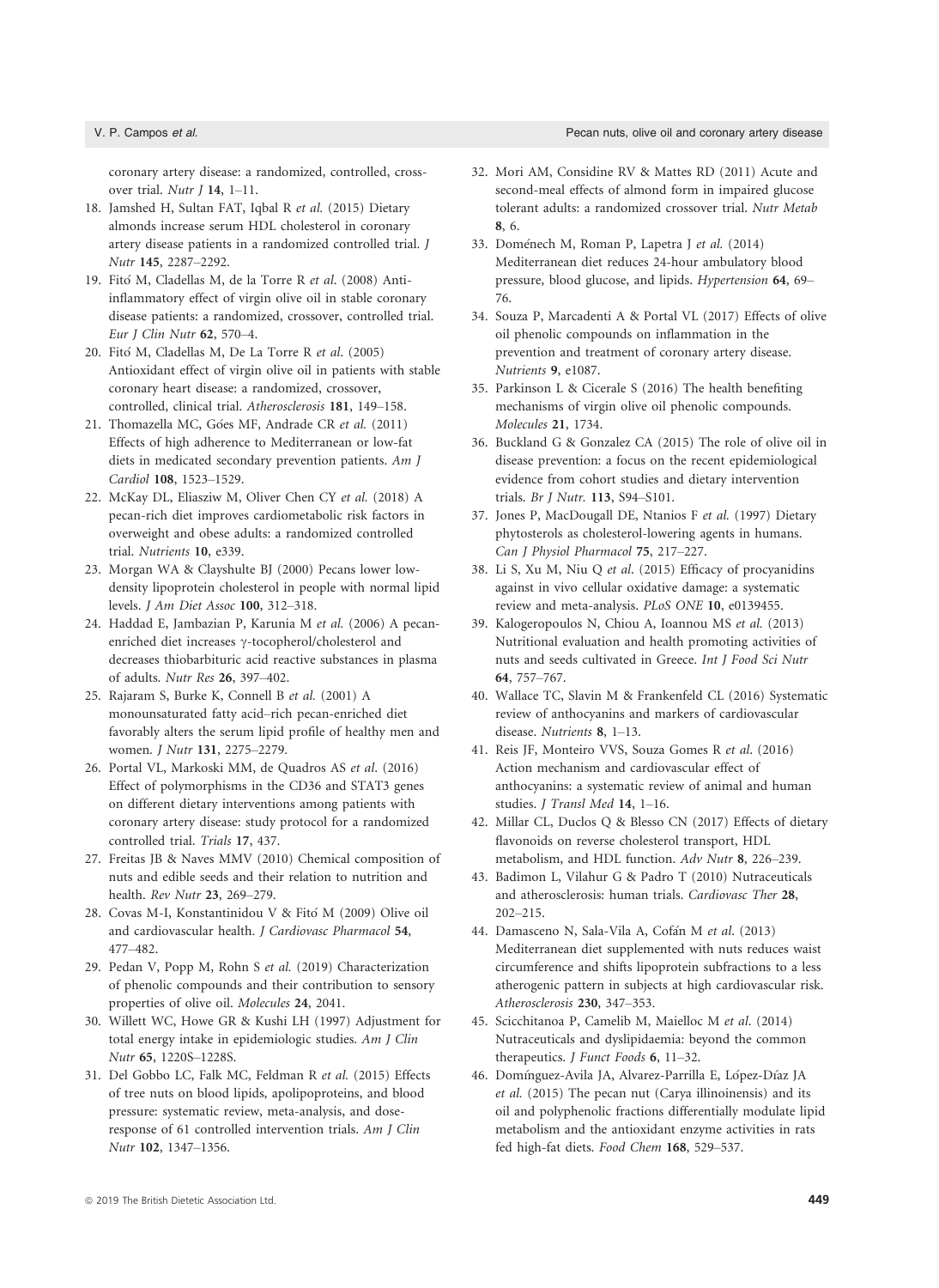coronary artery disease: a randomized, controlled, crossover trial. *Nutr J* **14**, 1–11.

18. Jamshed H, Sultan FAT, Iqbal R *et al.* (2015) Dietary almonds increase serum HDL cholesterol in coronary artery disease patients in a randomized controlled trial. *J Nutr* **145**, 2287–2292.
19. Fitó M, Cladellas M, de la Torre R *et al.* (2008) Anti-inflammatory effect of virgin olive oil in stable coronary disease patients: a randomized, crossover, controlled trial. *Eur J Clin Nutr* **62**, 570–4.
20. Fitó M, Cladellas M, De La Torre R *et al.* (2005) Antioxidant effect of virgin olive oil in patients with stable coronary heart disease: a randomized, crossover, controlled, clinical trial. *Atherosclerosis* **181**, 149–158.
21. Thomazella MC, Góes MF, Andrade CR *et al.* (2011) Effects of high adherence to Mediterranean or low-fat diets in medicated secondary prevention patients. *Am J Cardiol* **108**, 1523–1529.
22. McKay DL, Eliasziw M, Oliver Chen CY *et al.* (2018) A pecan-rich diet improves cardiometabolic risk factors in overweight and obese adults: a randomized controlled trial. *Nutrients* **10**, e339.
23. Morgan WA & Clayshulte BJ (2000) Pecans lower low-density lipoprotein cholesterol in people with normal lipid levels. *J Am Diet Assoc* **100**, 312–318.
24. Haddad E, Jambazian P, Karunia M *et al.* (2006) A pecan-enriched diet increases γ-tocopherol/cholesterol and decreases thiobarbituric acid reactive substances in plasma of adults. *Nutr Res* **26**, 397–402.
25. Rajaram S, Burke K, Connell B *et al.* (2001) A monounsaturated fatty acid–rich pecan-enriched diet favorably alters the serum lipid profile of healthy men and women. *J Nutr* **131**, 2275–2279.
26. Portal VL, Markoski MM, de Quadros AS *et al.* (2016) Effect of polymorphisms in the CD36 and STAT3 genes on different dietary interventions among patients with coronary artery disease: study protocol for a randomized controlled trial. *Trials* **17**, 437.
27. Freitas JB & Naves MMV (2010) Chemical composition of nuts and edible seeds and their relation to nutrition and health. *Rev Nutr* **23**, 269–279.
28. Covas M-I, Konstantinidou V & Fitó M (2009) Olive oil and cardiovascular health. *J Cardiovasc Pharmacol* **54**, 477–482.
29. Pedan V, Popp M, Rohn S *et al.* (2019) Characterization of phenolic compounds and their contribution to sensory properties of olive oil. *Molecules* **24**, 2041.
30. Willett WC, Howe GR & Kushi LH (1997) Adjustment for total energy intake in epidemiologic studies. *Am J Clin Nutr* **65**, 1220S–1228S.
31. Del Gobbo LC, Falk MC, Feldman R *et al.* (2015) Effects of tree nuts on blood lipids, apolipoproteins, and blood pressure: systematic review, meta-analysis, and dose-response of 61 controlled intervention trials. *Am J Clin Nutr* **102**, 1347–1356.
32. Mori AM, Considine RV & Mattes RD (2011) Acute and second-meal effects of almond form in impaired glucose tolerant adults: a randomized crossover trial. *Nutr Metab* **8**, 6.
33. Doménech M, Roman P, Lapetra J *et al.* (2014) Mediterranean diet reduces 24-hour ambulatory blood pressure, blood glucose, and lipids. *Hypertension* **64**, 69–76.
34. Souza P, Marcadenti A & Portal VL (2017) Effects of olive oil phenolic compounds on inflammation in the prevention and treatment of coronary artery disease. *Nutrients* **9**, e1087.
35. Parkinson L & Cicerale S (2016) The health benefiting mechanisms of virgin olive oil phenolic compounds. *Molecules* **21**, 1734.
36. Buckland G & Gonzalez CA (2015) The role of olive oil in disease prevention: a focus on the recent epidemiological evidence from cohort studies and dietary intervention trials. *Br J Nutr.* **113**, S94–S101.
37. Jones P, MacDougall DE, Ntanios F *et al.* (1997) Dietary phytosterols as cholesterol-lowering agents in humans. *Can J Physiol Pharmacol* **75**, 217–227.
38. Li S, Xu M, Niu Q *et al.* (2015) Efficacy of procyanidins against in vivo cellular oxidative damage: a systematic review and meta-analysis. *PLoS ONE* **10**, e0139455.
39. Kalogeropoulos N, Chiou A, Ioannou MS *et al.* (2013) Nutritional evaluation and health promoting activities of nuts and seeds cultivated in Greece. *Int J Food Sci Nutr* **64**, 757–767.
40. Wallace TC, Slavin M & Frankenfeld CL (2016) Systematic review of anthocyanins and markers of cardiovascular disease. *Nutrients* **8**, 1–13.
41. Reis JF, Monteiro VVS, Souza Gomes R *et al.* (2016) Action mechanism and cardiovascular effect of anthocyanins: a systematic review of animal and human studies. *J Transl Med* **14**, 1–16.
42. Millar CL, Duclos Q & Blesso CN (2017) Effects of dietary flavonoids on reverse cholesterol transport, HDL metabolism, and HDL function. *Adv Nutr* **8**, 226–239.
43. Badimon L, Vilahur G & Padro T (2010) Nutraceuticals and atherosclerosis: human trials. *Cardiovasc Ther* **28**, 202–215.
44. Damasceno N, Sala-Vila A, Cofán M *et al.* (2013) Mediterranean diet supplemented with nuts reduces waist circumference and shifts lipoprotein subfractions to a less atherogenic pattern in subjects at high cardiovascular risk. *Atherosclerosis* **230**, 347–353.
45. Scicchitanoa P, Camelib M, Maiello M *et al.* (2014) Nutraceuticals and dyslipidaemia: beyond the common therapeutics. *J Funct Foods* **6**, 11–32.
46. Domínguez-Avila JA, Alvarez-Parrilla E, López-Díaz JA *et al.* (2015) The pecan nut (Carya illinoinensis) and its oil and polyphenolic fractions differentially modulate lipid metabolism and the antioxidant enzyme activities in rats fed high-fat diets. *Food Chem* **168**, 529–537.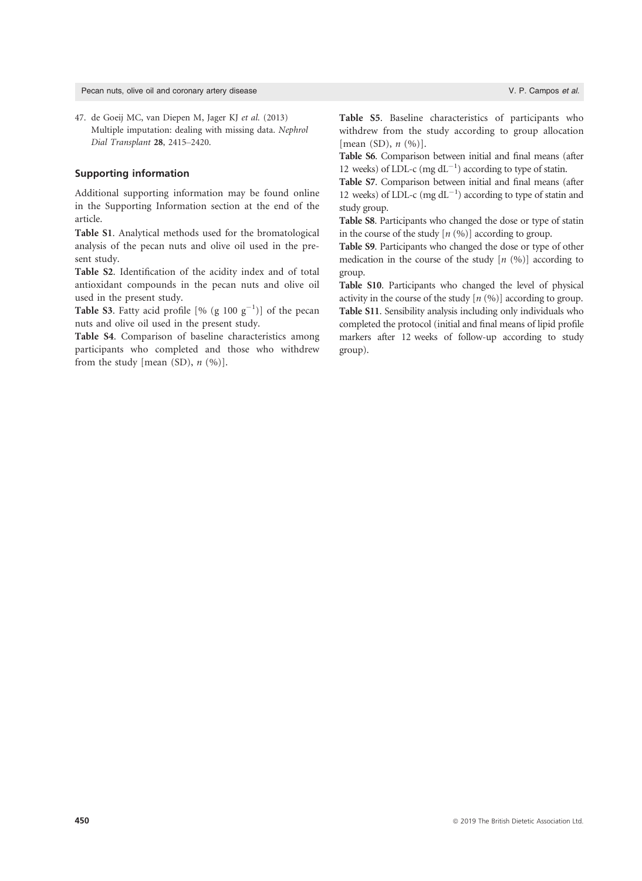47. de Goeij MC, van Diepen M, Jager KJ *et al.* (2013) Multiple imputation: dealing with missing data. *Nephrol Dial Transplant* **28**, 2415–2420.

## Supporting information

Additional supporting information may be found online in the Supporting Information section at the end of the article.

**Table S1**. Analytical methods used for the bromatological analysis of the pecan nuts and olive oil used in the present study.

**Table S2**. Identification of the acidity index and of total antioxidant compounds in the pecan nuts and olive oil used in the present study.

**Table S3**. Fatty acid profile [% (g 100 $g^{-1}$)] of the pecan nuts and olive oil used in the present study.

**Table S4**. Comparison of baseline characteristics among participants who completed and those who withdrew from the study [mean (SD), *n* (%)].

**Table S5**. Baseline characteristics of participants who withdrew from the study according to group allocation [mean (SD), *n* (%)].

**Table S6**. Comparison between initial and final means (after 12 weeks) of LDL-c (mg $dL^{-1}$) according to type of statin.

**Table S7**. Comparison between initial and final means (after 12 weeks) of LDL-c (mg $dL^{-1}$) according to type of statin and study group.

**Table S8**. Participants who changed the dose or type of statin in the course of the study [*n* (%)] according to group.

**Table S9**. Participants who changed the dose or type of other medication in the course of the study [*n* (%)] according to group.

**Table S10**. Participants who changed the level of physical activity in the course of the study [*n* (%)] according to group.

**Table S11**. Sensibility analysis including only individuals who completed the protocol (initial and final means of lipid profile markers after 12 weeks of follow-up according to study group).